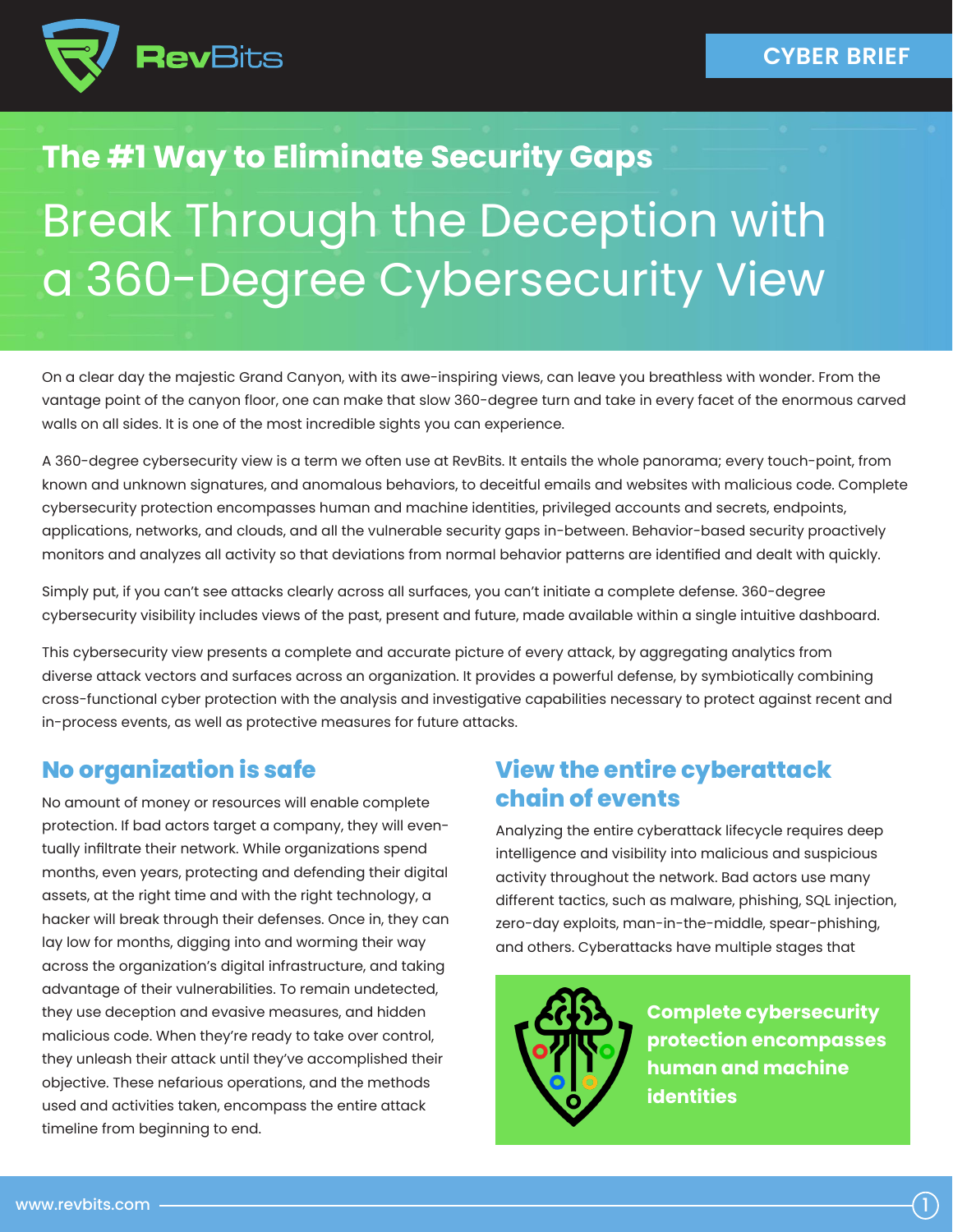CYBER BRIEF

## The #1 Way to Eliminate Security Gaps

# Break Through the Deception with a 360-Degree Cybersecurity View

On a clear day the majestic Grand Canyon, with its awe-inspiring views, can leave you breathless with wonder. From the vantage point of the canyon floor, one can make that slow 360-degree turn and take in every facet of the enormous carved walls on all sides. It is one of the most incredible sights you can experience.

A 360-degree cybersecurity view is a term we often use at RevBits. It entails the whole panorama; every touch-point, from known and unknown signatures, and anomalous behaviors, to deceitful emails and websites with malicious code. Complete cybersecurity protection encompasses human and machine identities, privileged accounts and secrets, endpoints, applications, networks, and clouds, and all the vulnerable security gaps in-between. Behavior-based security proactively monitors and analyzes all activity so that deviations from normal behavior patterns are identified and dealt with quickly.

Simply put, if you can't see attacks clearly across all surfaces, you can't initiate a complete defense. 360-degree cybersecurity visibility includes views of the past, present and future, made available within a single intuitive dashboard.

This cybersecurity view presents a complete and accurate picture of every attack, by aggregating analytics from diverse attack vectors and surfaces across an organization. It provides a powerful defense, by symbiotically combining cross-functional cyber protection with the analysis and investigative capabilities necessary to protect against recent and in-process events, as well as protective measures for future attacks.

## No organization is safe

No amount of money or resources will enable complete protection. If bad actors target a company, they will eventually infiltrate their network. While organizations spend months, even years, protecting and defending their digital assets, at the right time and with the right technology, a hacker will break through their defenses. Once in, they can lay low for months, digging into and worming their way across the organization's digital infrastructure, and taking advantage of their vulnerabilities. To remain undetected, they use deception and evasive measures, and hidden malicious code. When they're ready to take over control, they unleash their attack until they've accomplished their objective. These nefarious operations, and the methods used and activities taken, encompass the entire attack timeline from beginning to end.

## View the entire cyberattack chain of events

Analyzing the entire cyberattack lifecycle requires deep intelligence and visibility into malicious and suspicious activity throughout the network. Bad actors use many different tactics, such as malware, phishing, SQL injection, zero-day exploits, man-in-the-middle, spear-phishing, and others. Cyberattacks have multiple stages that

**Complete cybersecurity protection encompasses human and machine identities**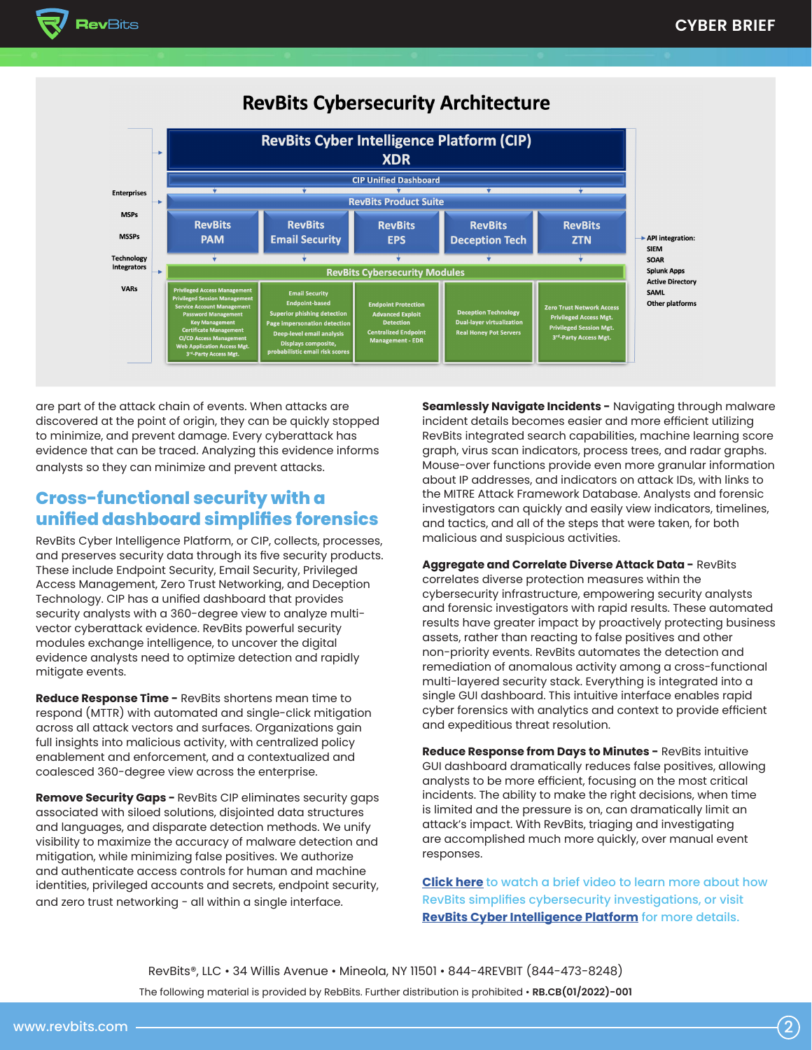## RevBits Cybersecurity Architecture

RevBits Cyber Intelligence Platform (CIP)
XDR

CIP Unified Dashboard

RevBits Product Suite

RevBits PAM
RevBits Email Security
RevBits EPS
RevBits Deception Tech
RevBits ZTN

RevBits Cybersecurity Modules

Privileged Access Management
Privileged Session Management
Service Account Management
Password Management
Key Management
Certificate Management
CI/CD Access Management
Web Application Access Mgt.
3rd-Party Access Mgt.

Email Security
Endpoint-based
Superior phishing detection
Page impersonation detection
Deep-level email analysis
Displays composite, probabilistic email risk scores

Endpoint Protection
Advanced Exploit Detection
Centralized Endpoint Management - EDR

Deception Technology
Dual-layer virtualization
Real Honey Pot Servers

Zero Trust Network Access
Privileged Access Mgt.
Privileged Session Mgt.
3rd-Party Access Mgt.

Enterprises
MSPs
MSSPs
Technology Integrators
VARs

API integration:
SIEM
SOAR
Splunk Apps
Active Directory
SAML
Other platforms

are part of the attack chain of events. When attacks are discovered at the point of origin, they can be quickly stopped to minimize, and prevent damage. Every cyberattack has evidence that can be traced. Analyzing this evidence informs analysts so they can minimize and prevent attacks.

## Cross-functional security with a unified dashboard simplifies forensics

RevBits Cyber Intelligence Platform, or CIP, collects, processes, and preserves security data through its five security products. These include Endpoint Security, Email Security, Privileged Access Management, Zero Trust Networking, and Deception Technology. CIP has a unified dashboard that provides security analysts with a 360-degree view to analyze multi-vector cyberattack evidence. RevBits powerful security modules exchange intelligence, to uncover the digital evidence analysts need to optimize detection and rapidly mitigate events.

**Reduce Response Time -** RevBits shortens mean time to respond (MTTR) with automated and single-click mitigation across all attack vectors and surfaces. Organizations gain full insights into malicious activity, with centralized policy enablement and enforcement, and a contextualized and coalesced 360-degree view across the enterprise.

**Remove Security Gaps -** RevBits CIP eliminates security gaps associated with siloed solutions, disjointed data structures and languages, and disparate detection methods. We unify visibility to maximize the accuracy of malware detection and mitigation, while minimizing false positives. We authorize and authenticate access controls for human and machine identities, privileged accounts and secrets, endpoint security, and zero trust networking - all within a single interface.

**Seamlessly Navigate Incidents -** Navigating through malware incident details becomes easier and more efficient utilizing RevBits integrated search capabilities, machine learning score graph, virus scan indicators, process trees, and radar graphs. Mouse-over functions provide even more granular information about IP addresses, and indicators on attack IDs, with links to the MITRE Attack Framework Database. Analysts and forensic investigators can quickly and easily view indicators, timelines, and tactics, and all of the steps that were taken, for both malicious and suspicious activities.

**Aggregate and Correlate Diverse Attack Data -** RevBits correlates diverse protection measures within the cybersecurity infrastructure, empowering security analysts and forensic investigators with rapid results. These automated results have greater impact by proactively protecting business assets, rather than reacting to false positives and other non-priority events. RevBits automates the detection and remediation of anomalous activity among a cross-functional multi-layered security stack. Everything is integrated into a single GUI dashboard. This intuitive interface enables rapid cyber forensics with analytics and context to provide efficient and expeditious threat resolution.

**Reduce Response from Days to Minutes -** RevBits intuitive GUI dashboard dramatically reduces false positives, allowing analysts to be more efficient, focusing on the most critical incidents. The ability to make the right decisions, when time is limited and the pressure is on, can dramatically limit an attack's impact. With RevBits, triaging and investigating are accomplished much more quickly, over manual event responses.

**Click here** to watch a brief video to learn more about how RevBits simplifies cybersecurity investigations, or visit **RevBits Cyber Intelligence Platform** for more details.

RevBits®, LLC • 34 Willis Avenue • Mineola, NY 11501 • 844-4REVBIT (844-473-8248)

The following material is provided by RebBits. Further distribution is prohibited • **RB.CB(01/2022)-001**